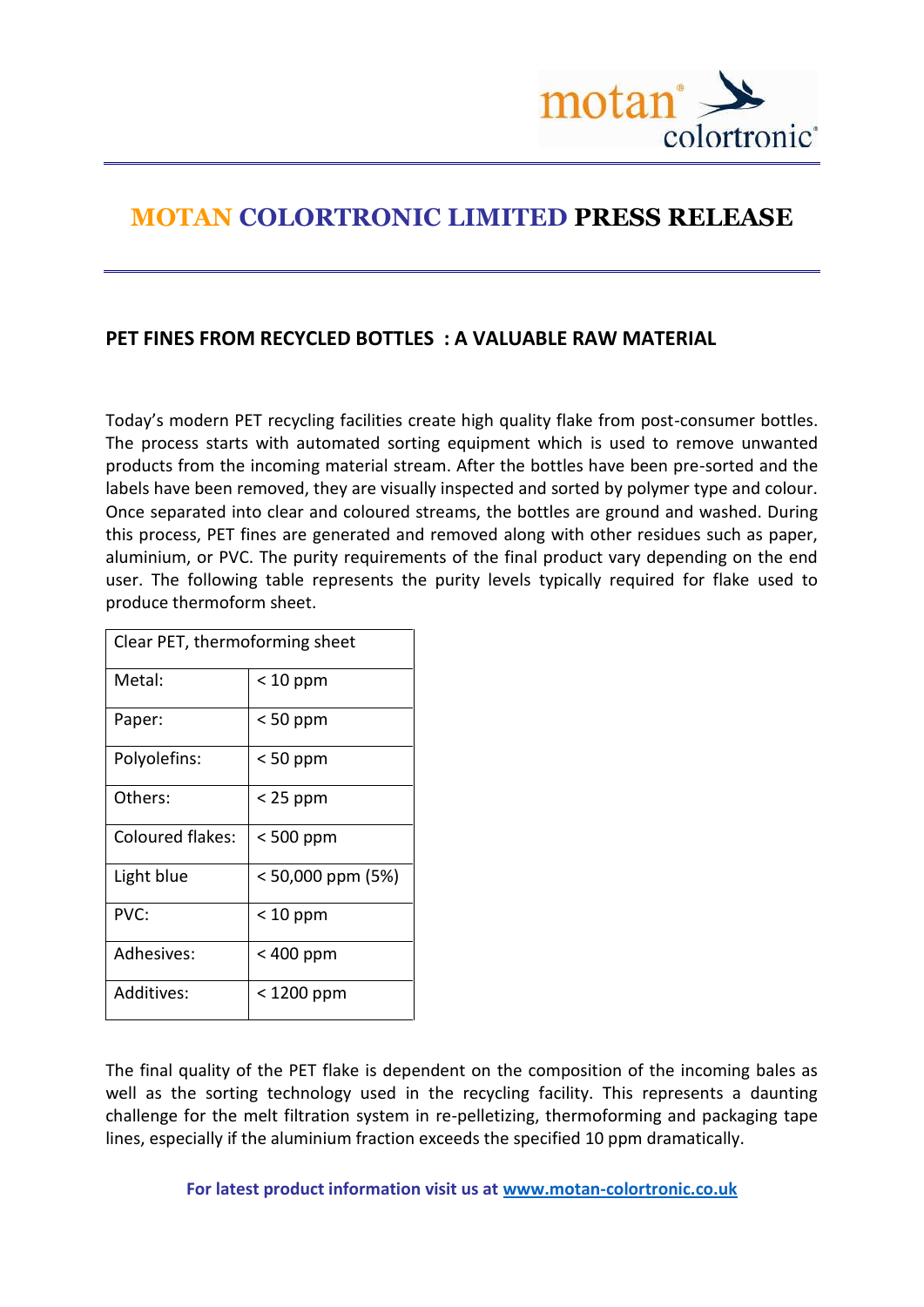# MOTAN COLORTRONIC LIMITED PRESS RELEASE

## PET FINES FROM RECYCLED BOTTLES : A VALUABLE RAW MATERIAL

Today's modern PET recycling facilities create high quality flake from post-consumer bottles. The process starts with automated sorting equipment which is used to remove unwanted products from the incoming material stream. After the bottles have been pre-sorted and the labels have been removed, they are visually inspected and sorted by polymer type and colour. Once separated into clear and coloured streams, the bottles are ground and washed. During this process, PET fines are generated and removed along with other residues such as paper, aluminium, or PVC. The purity requirements of the final product vary depending on the end user. The following table represents the purity levels typically required for flake used to produce thermoform sheet.

| Clear PET, thermoforming sheet | |
|---|---|
| Metal: | < 10 ppm |
| Paper: | < 50 ppm |
| Polyolefins: | < 50 ppm |
| Others: | < 25 ppm |
| Coloured flakes: | < 500 ppm |
| Light blue | < 50,000 ppm (5%) |
| PVC: | < 10 ppm |
| Adhesives: | < 400 ppm |
| Additives: | < 1200 ppm |

The final quality of the PET flake is dependent on the composition of the incoming bales as well as the sorting technology used in the recycling facility. This represents a daunting challenge for the melt filtration system in re-pelletizing, thermoforming and packaging tape lines, especially if the aluminium fraction exceeds the specified 10 ppm dramatically.

**For latest product information visit us at [www.motan-colortronic.co.uk](www.motan-colortronic.co.uk)**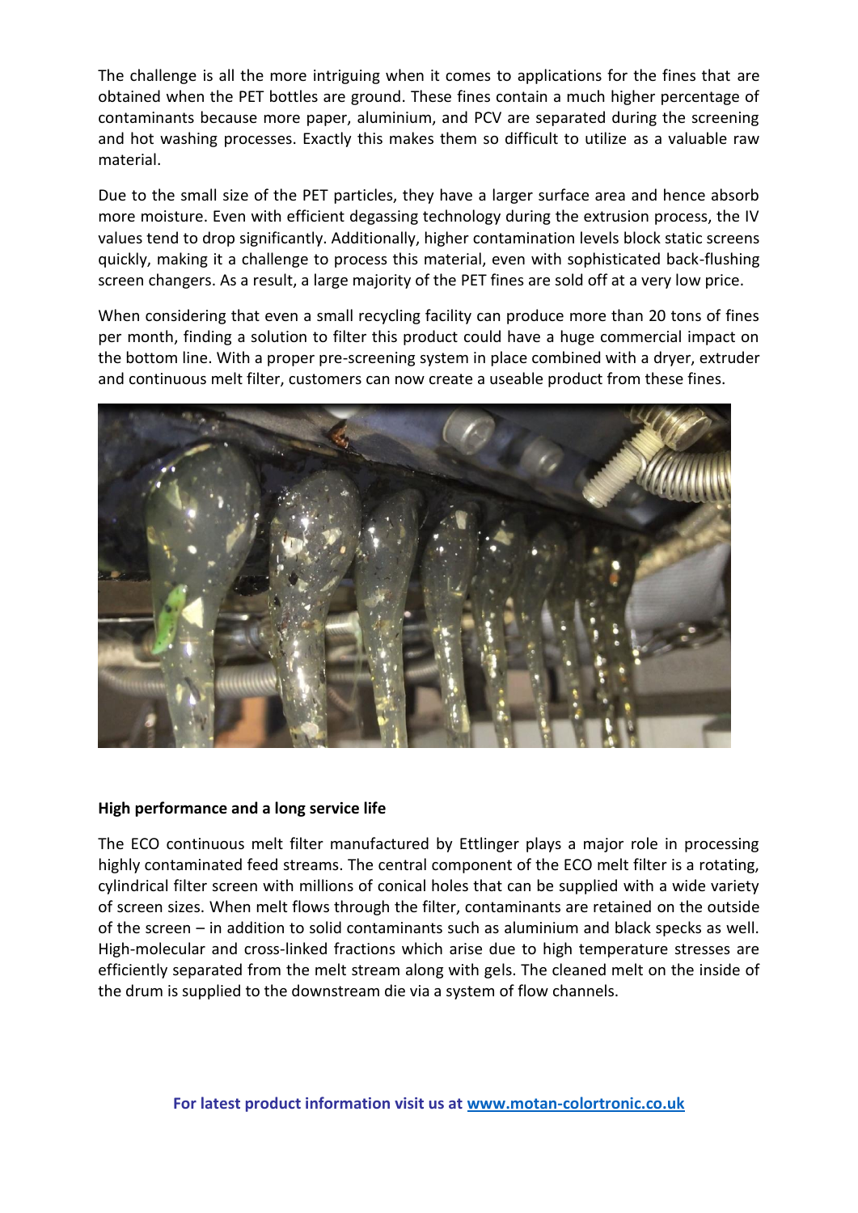The challenge is all the more intriguing when it comes to applications for the fines that are obtained when the PET bottles are ground. These fines contain a much higher percentage of contaminants because more paper, aluminium, and PCV are separated during the screening and hot washing processes. Exactly this makes them so difficult to utilize as a valuable raw material.

Due to the small size of the PET particles, they have a larger surface area and hence absorb more moisture. Even with efficient degassing technology during the extrusion process, the IV values tend to drop significantly. Additionally, higher contamination levels block static screens quickly, making it a challenge to process this material, even with sophisticated back-flushing screen changers. As a result, a large majority of the PET fines are sold off at a very low price.

When considering that even a small recycling facility can produce more than 20 tons of fines per month, finding a solution to filter this product could have a huge commercial impact on the bottom line. With a proper pre-screening system in place combined with a dryer, extruder and continuous melt filter, customers can now create a useable product from these fines.

## High performance and a long service life

The ECO continuous melt filter manufactured by Ettlinger plays a major role in processing highly contaminated feed streams. The central component of the ECO melt filter is a rotating, cylindrical filter screen with millions of conical holes that can be supplied with a wide variety of screen sizes. When melt flows through the filter, contaminants are retained on the outside of the screen – in addition to solid contaminants such as aluminium and black specks as well. High-molecular and cross-linked fractions which arise due to high temperature stresses are efficiently separated from the melt stream along with gels. The cleaned melt on the inside of the drum is supplied to the downstream die via a system of flow channels.

**For latest product information visit us at [www.motan-colortronic.co.uk](www.motan-colortronic.co.uk)**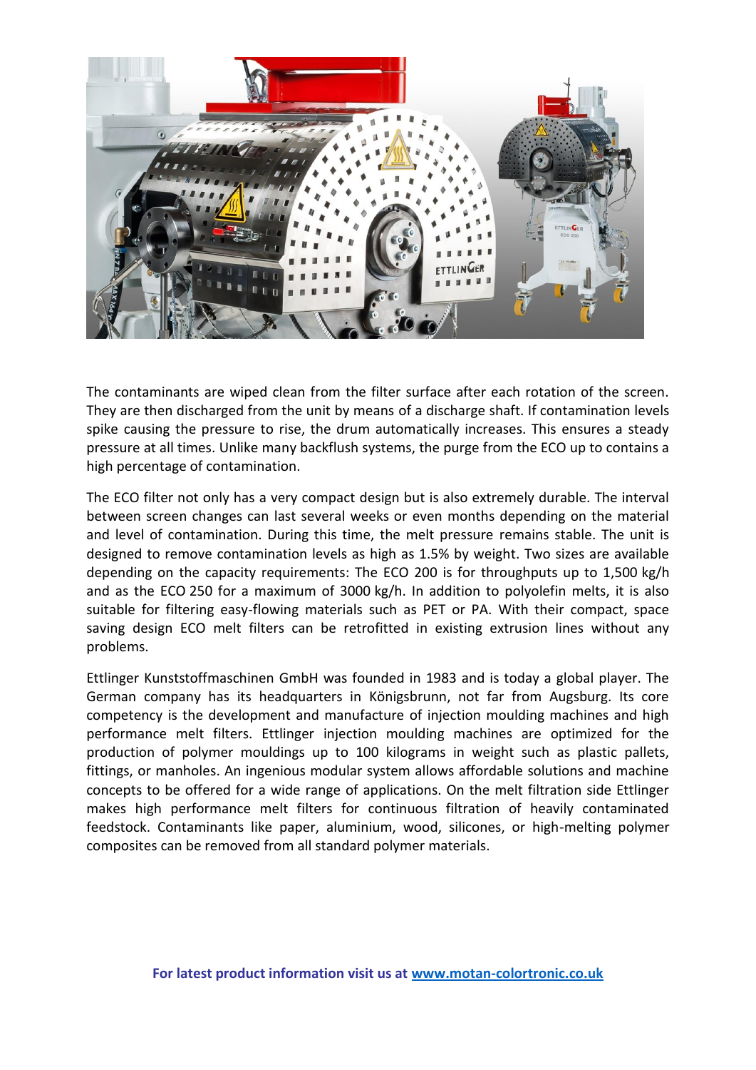The contaminants are wiped clean from the filter surface after each rotation of the screen. They are then discharged from the unit by means of a discharge shaft. If contamination levels spike causing the pressure to rise, the drum automatically increases. This ensures a steady pressure at all times. Unlike many backflush systems, the purge from the ECO up to contains a high percentage of contamination.

The ECO filter not only has a very compact design but is also extremely durable. The interval between screen changes can last several weeks or even months depending on the material and level of contamination. During this time, the melt pressure remains stable. The unit is designed to remove contamination levels as high as 1.5% by weight. Two sizes are available depending on the capacity requirements: The ECO 200 is for throughputs up to 1,500 kg/h and as the ECO 250 for a maximum of 3000 kg/h. In addition to polyolefin melts, it is also suitable for filtering easy-flowing materials such as PET or PA. With their compact, space saving design ECO melt filters can be retrofitted in existing extrusion lines without any problems.

Ettlinger Kunststoffmaschinen GmbH was founded in 1983 and is today a global player. The German company has its headquarters in Königsbrunn, not far from Augsburg. Its core competency is the development and manufacture of injection moulding machines and high performance melt filters. Ettlinger injection moulding machines are optimized for the production of polymer mouldings up to 100 kilograms in weight such as plastic pallets, fittings, or manholes. An ingenious modular system allows affordable solutions and machine concepts to be offered for a wide range of applications. On the melt filtration side Ettlinger makes high performance melt filters for continuous filtration of heavily contaminated feedstock. Contaminants like paper, aluminium, wood, silicones, or high-melting polymer composites can be removed from all standard polymer materials.

**For latest product information visit us at [www.motan-colortronic.co.uk](http://www.motan-colortronic.co.uk)**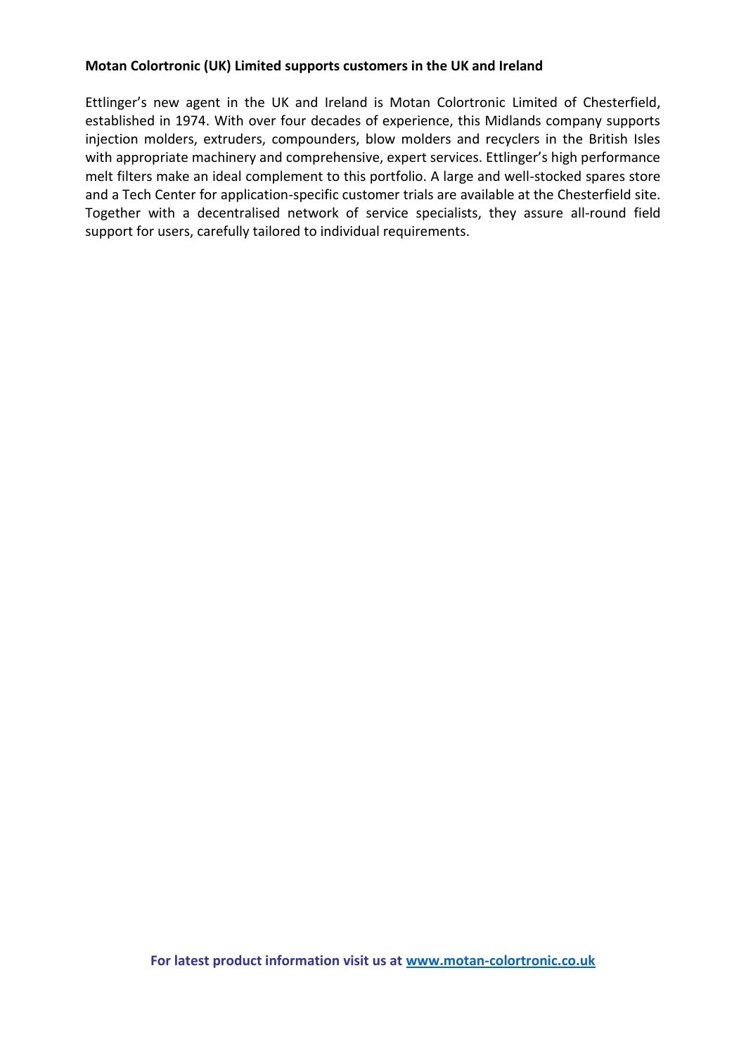**Motan Colortronic (UK) Limited supports customers in the UK and Ireland**

Ettlinger's new agent in the UK and Ireland is Motan Colortronic Limited of Chesterfield, established in 1974. With over four decades of experience, this Midlands company supports injection molders, extruders, compounders, blow molders and recyclers in the British Isles with appropriate machinery and comprehensive, expert services. Ettlinger's high performance melt filters make an ideal complement to this portfolio. A large and well-stocked spares store and a Tech Center for application-specific customer trials are available at the Chesterfield site. Together with a decentralised network of service specialists, they assure all-round field support for users, carefully tailored to individual requirements.

**For latest product information visit us at [www.motan-colortronic.co.uk](http://www.motan-colortronic.co.uk)**